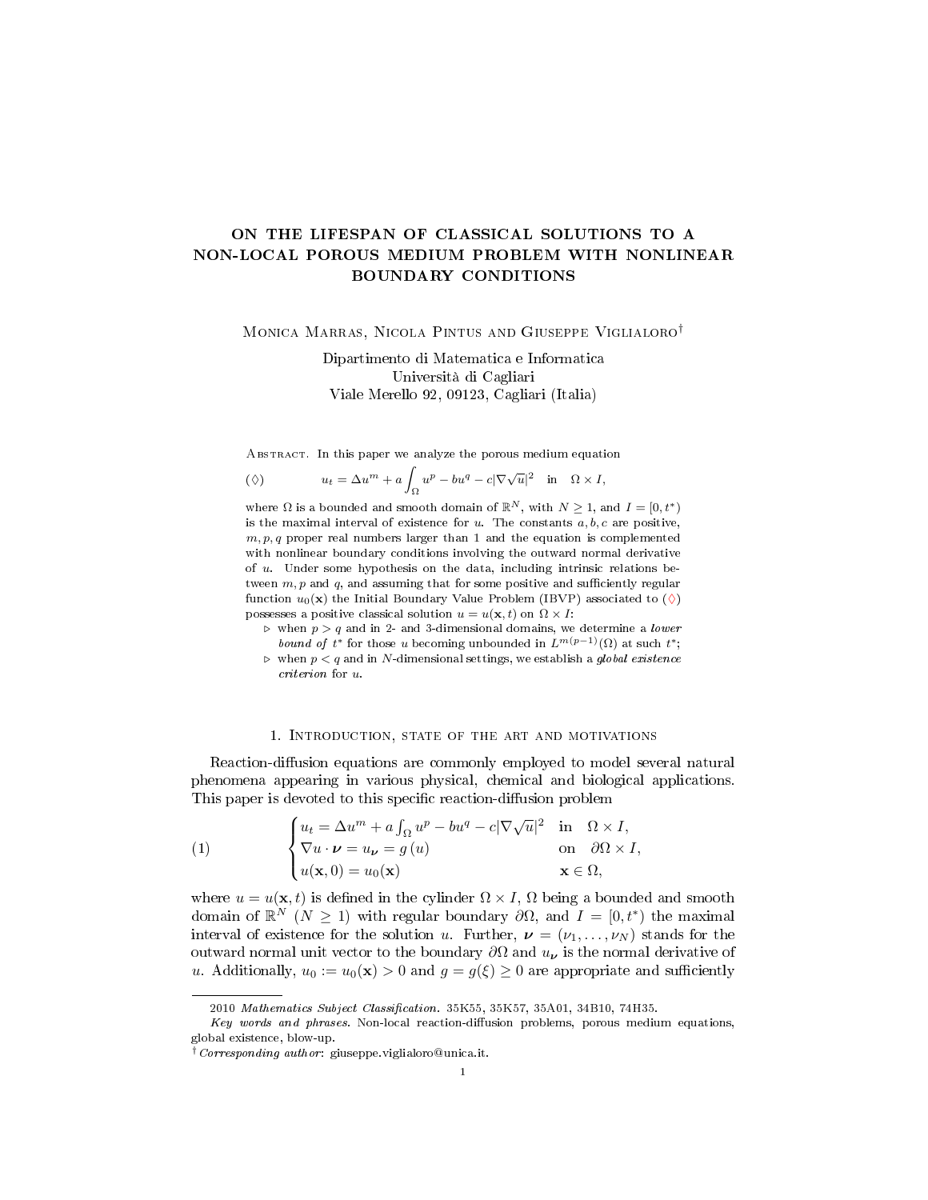# ON THE LIFESPAN OF CLASSICAL SOLUTIONS TO A NON-LOCAL POROUS MEDIUM PROBLEM WITH NONLINEAR BOUNDARY CONDITIONS

Monica Marras, Nicola Pintus and Giuseppe Viglialoro[†]

Dipartimento di Matematica e Informatica
Università di Cagliari
Viale Merello 92, 09123, Cagliari (Italia)

Abstract. In this paper we analyze the porous medium equation

$$(\lozenge) \qquad u_t = \Delta u^m + a\int_\Omega u^p - bu^q - c|\nabla\sqrt{u}|^2 \quad \text{in} \quad \Omega\times I,$$

where $\Omega$ is a bounded and smooth domain of $\mathbb{R}^N$, with $N \geq 1$, and $I = [0, t^*)$ is the maximal interval of existence for $u$. The constants $a, b, c$ are positive, $m, p, q$ proper real numbers larger than 1 and the equation is complemented with nonlinear boundary conditions involving the outward normal derivative of $u$. Under some hypothesis on the data, including intrinsic relations between $m, p$ and $q$, and assuming that for some positive and sufficiently regular function $u_0(\mathbf{x})$ the Initial Boundary Value Problem (IBVP) associated to ($\lozenge$) possesses a positive classical solution $u = u(\mathbf{x}, t)$ on $\Omega \times I$:

- ▷ when $p > q$ and in 2- and 3-dimensional domains, we determine a *lower bound of* $t^*$ for those $u$ becoming unbounded in $L^{m(p-1)}(\Omega)$ at such $t^*$;
- ▷ when $p < q$ and in $N$-dimensional settings, we establish a *global existence criterion* for $u$.

## 1. Introduction, state of the art and motivations

Reaction-diffusion equations are commonly employed to model several natural phenomena appearing in various physical, chemical and biological applications. This paper is devoted to this specific reaction-diffusion problem

$$(1) \qquad \begin{cases} u_t = \Delta u^m + a\int_\Omega u^p - bu^q - c|\nabla\sqrt{u}|^2 & \text{in} \quad \Omega\times I,\\ \nabla u\cdot \boldsymbol{\nu} = u_{\boldsymbol{\nu}} = g(u) & \text{on} \quad \partial\Omega\times I,\\ u(\mathbf{x},0) = u_0(\mathbf{x}) & \mathbf{x}\in\Omega, \end{cases}$$

where $u = u(\mathbf{x}, t)$ is defined in the cylinder $\Omega\times I$, $\Omega$ being a bounded and smooth domain of $\mathbb{R}^N$ ($N \geq 1$) with regular boundary $\partial\Omega$, and $I = [0, t^*)$ the maximal interval of existence for the solution $u$. Further, $\boldsymbol{\nu} = (\nu_1, \ldots, \nu_N)$ stands for the outward normal unit vector to the boundary $\partial\Omega$ and $u_{\boldsymbol{\nu}}$ is the normal derivative of $u$. Additionally, $u_0 := u_0(\mathbf{x}) > 0$ and $g = g(\xi) \geq 0$ are appropriate and sufficiently

---

2010 *Mathematics Subject Classification.* 35K55, 35K57, 35A01, 34B10, 74H35.

*Key words and phrases.* Non-local reaction-diffusion problems, porous medium equations, global existence, blow-up.

[†] *Corresponding author*: giuseppe.viglialoro@unica.it.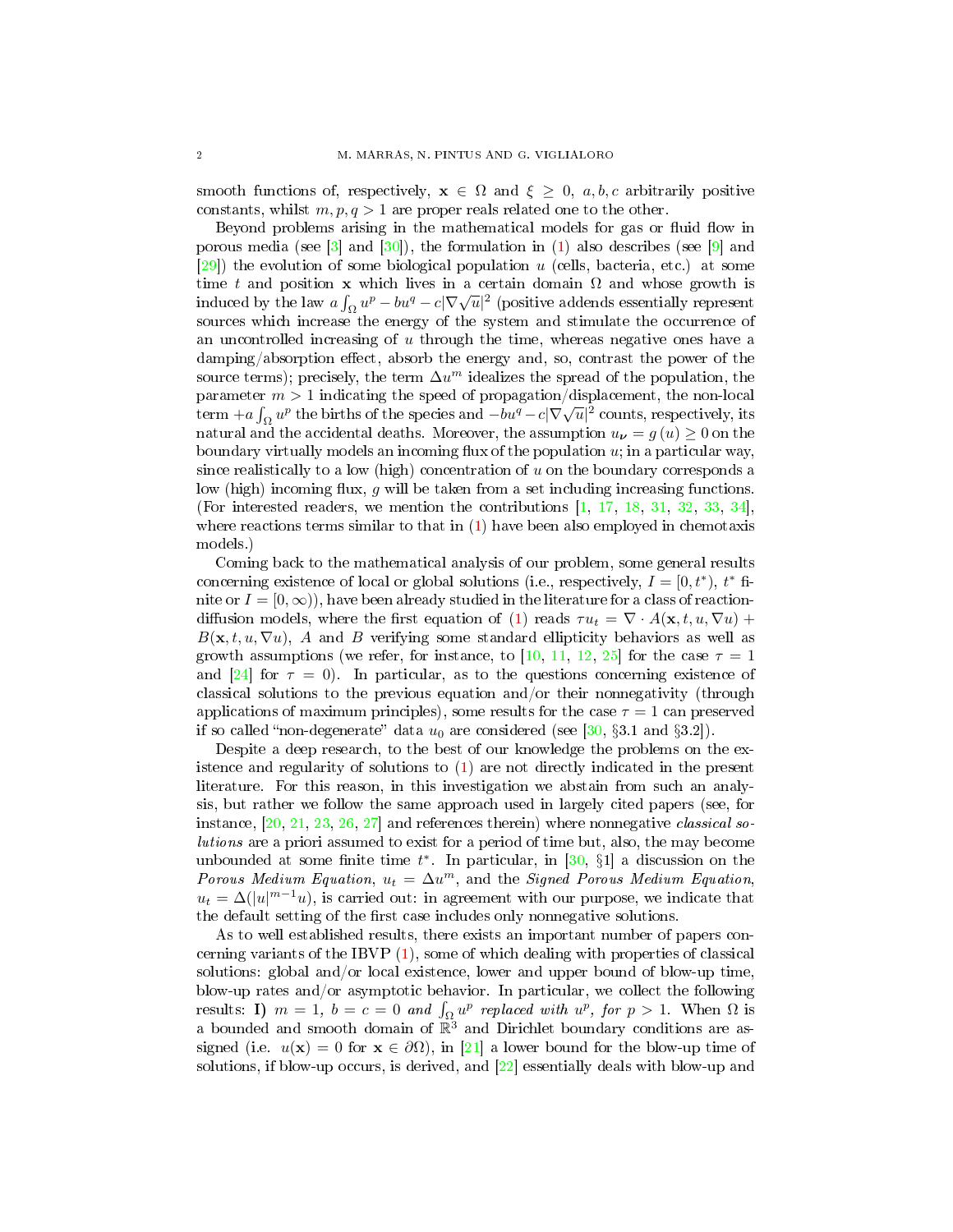smooth functions of, respectively, $\mathbf{x} \in \Omega$ and $\xi \geq 0$, $a, b, c$ arbitrarily positive constants, whilst $m, p, q > 1$ are proper reals related one to the other.

Beyond problems arising in the mathematical models for gas or fluid flow in porous media (see [3] and [30]), the formulation in (1) also describes (see [9] and [29]) the evolution of some biological population $u$ (cells, bacteria, etc.) at some time $t$ and position $\mathbf{x}$ which lives in a certain domain $\Omega$ and whose growth is induced by the law $a\int_\Omega u^p - bu^q - c|\nabla\sqrt{u}|^2$ (positive addends essentially represent sources which increase the energy of the system and stimulate the occurrence of an uncontrolled increasing of $u$ through the time, whereas negative ones have a damping/absorption effect, absorb the energy and, so, contrast the power of the source terms); precisely, the term $\Delta u^m$ idealizes the spread of the population, the parameter $m > 1$ indicating the speed of propagation/displacement, the non-local term $+a\int_\Omega u^p$ the births of the species and $-bu^q - c|\nabla\sqrt{u}|^2$ counts, respectively, its natural and the accidental deaths. Moreover, the assumption $u_{\boldsymbol{\nu}} = g(u) \geq 0$ on the boundary virtually models an incoming flux of the population $u$; in a particular way, since realistically to a low (high) concentration of $u$ on the boundary corresponds a low (high) incoming flux, $g$ will be taken from a set including increasing functions. (For interested readers, we mention the contributions [1, 17, 18, 31, 32, 33, 34], where reactions terms similar to that in (1) have been also employed in chemotaxis models.)

Coming back to the mathematical analysis of our problem, some general results concerning existence of local or global solutions (i.e., respectively, $I = [0, t^*)$, $t^*$ finite or $I = [0, \infty)$), have been already studied in the literature for a class of reaction-diffusion models, where the first equation of (1) reads $\tau u_t = \nabla \cdot A(\mathbf{x}, t, u, \nabla u) + B(\mathbf{x}, t, u, \nabla u)$, $A$ and $B$ verifying some standard ellipticity behaviors as well as growth assumptions (we refer, for instance, to [10, 11, 12, 25] for the case $\tau = 1$ and [24] for $\tau = 0$). In particular, as to the questions concerning existence of classical solutions to the previous equation and/or their nonnegativity (through applications of maximum principles), some results for the case $\tau = 1$ can preserved if so called "non-degenerate" data $u_0$ are considered (see [30, §3.1 and §3.2]).

Despite a deep research, to the best of our knowledge the problems on the existence and regularity of solutions to (1) are not directly indicated in the present literature. For this reason, in this investigation we abstain from such an analysis, but rather we follow the same approach used in largely cited papers (see, for instance, [20, 21, 23, 26, 27] and references therein) where nonnegative *classical solutions* are a priori assumed to exist for a period of time but, also, the may become unbounded at some finite time $t^*$. In particular, in [30, §1] a discussion on the *Porous Medium Equation*, $u_t = \Delta u^m$, and the *Signed Porous Medium Equation*, $u_t = \Delta(|u|^{m-1}u)$, is carried out: in agreement with our purpose, we indicate that the default setting of the first case includes only nonnegative solutions.

As to well established results, there exists an important number of papers concerning variants of the IBVP (1), some of which dealing with properties of classical solutions: global and/or local existence, lower and upper bound of blow-up time, blow-up rates and/or asymptotic behavior. In particular, we collect the following results: **I)** *$m = 1$, $b = c = 0$ and $\int_\Omega u^p$ replaced with $u^p$, for $p > 1$.* When $\Omega$ is a bounded and smooth domain of $\mathbb{R}^3$ and Dirichlet boundary conditions are assigned (i.e. $u(\mathbf{x}) = 0$ for $\mathbf{x} \in \partial\Omega$), in [21] a lower bound for the blow-up time of solutions, if blow-up occurs, is derived, and [22] essentially deals with blow-up and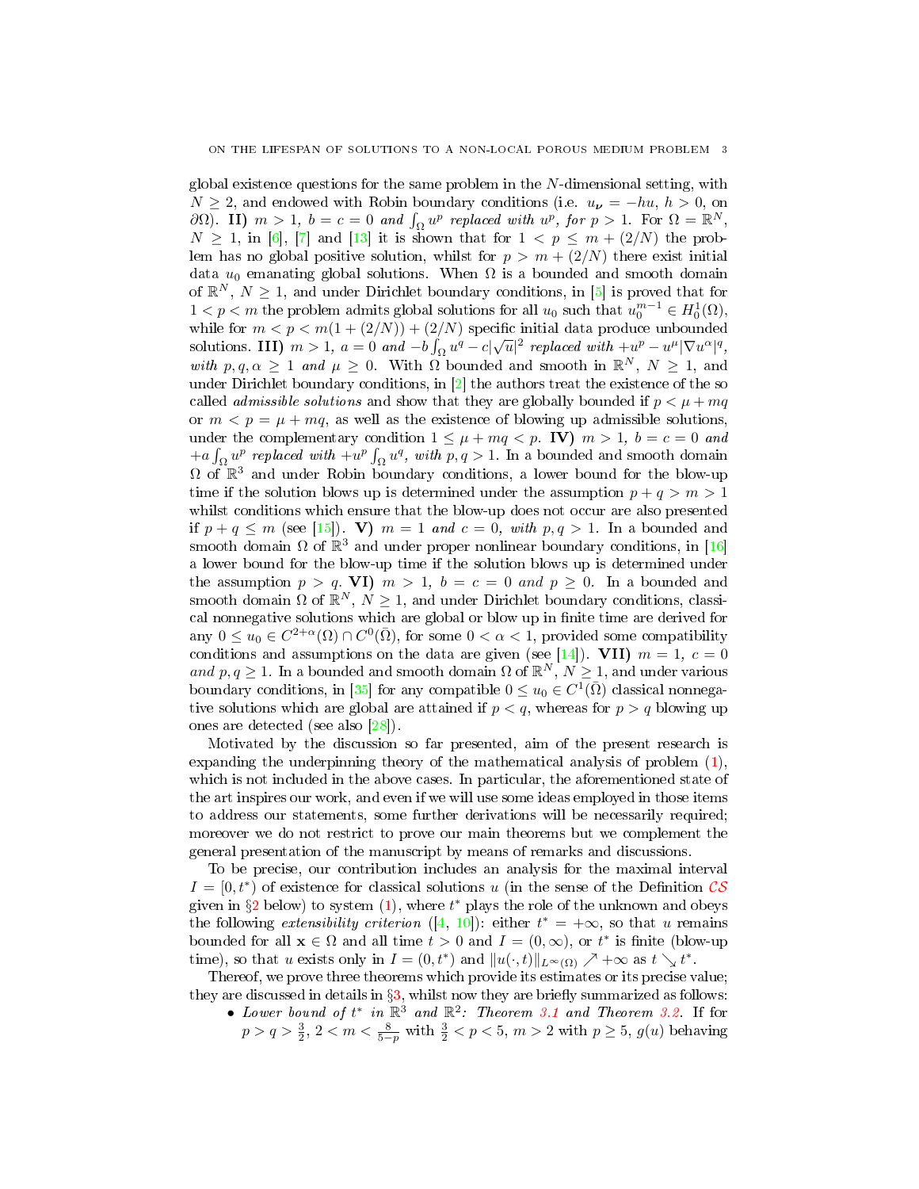global existence questions for the same problem in the $N$-dimensional setting, with $N \geq 2$, and endowed with Robin boundary conditions (i.e. $u_{\boldsymbol{\nu}} = -hu$, $h > 0$, on $\partial\Omega$). **II)** *$m > 1$, $b = c = 0$ and $\int_\Omega u^p$ replaced with $u^p$, for $p > 1$.* For $\Omega = \mathbb{R}^N$, $N \geq 1$, in [6], [7] and [13] it is shown that for $1 < p \leq m + (2/N)$ the problem has no global positive solution, whilst for $p > m + (2/N)$ there exist initial data $u_0$ emanating global solutions. When $\Omega$ is a bounded and smooth domain of $\mathbb{R}^N$, $N \geq 1$, and under Dirichlet boundary conditions, in [5] is proved that for $1 < p < m$ the problem admits global solutions for all $u_0$ such that $u_0^{m-1} \in H_0^1(\Omega)$, while for $m < p < m(1 + (2/N)) + (2/N)$ specific initial data produce unbounded solutions. **III)** *$m > 1$, $a = 0$ and $-b\int_\Omega u^q - c|\sqrt{u}|^2$ replaced with $+u^p - u^\mu|\nabla u^\alpha|^q$, with $p, q, \alpha \geq 1$ and $\mu \geq 0$.* With $\Omega$ bounded and smooth in $\mathbb{R}^N$, $N \geq 1$, and under Dirichlet boundary conditions, in [2] the authors treat the existence of the so called *admissible solutions* and show that they are globally bounded if $p < \mu + mq$ or $m < p = \mu + mq$, as well as the existence of blowing up admissible solutions, under the complementary condition $1 \leq \mu + mq < p$. **IV)** *$m > 1$, $b = c = 0$ and $+a\int_\Omega u^p$ replaced with $+u^p\int_\Omega u^q$, with $p, q > 1$.* In a bounded and smooth domain $\Omega$ of $\mathbb{R}^3$ and under Robin boundary conditions, a lower bound for the blow-up time if the solution blows up is determined under the assumption $p + q > m > 1$ whilst conditions which ensure that the blow-up does not occur are also presented if $p + q \leq m$ (see [15]). **V)** *$m = 1$ and $c = 0$, with $p, q > 1$.* In a bounded and smooth domain $\Omega$ of $\mathbb{R}^3$ and under proper nonlinear boundary conditions, in [16] a lower bound for the blow-up time if the solution blows up is determined under the assumption $p > q$. **VI)** *$m > 1$, $b = c = 0$ and $p \geq 0$.* In a bounded and smooth domain $\Omega$ of $\mathbb{R}^N$, $N \geq 1$, and under Dirichlet boundary conditions, classical nonnegative solutions which are global or blow up in finite time are derived for any $0 \leq u_0 \in C^{2+\alpha}(\Omega) \cap C^0(\bar{\Omega})$, for some $0 < \alpha < 1$, provided some compatibility conditions and assumptions on the data are given (see [14]). **VII)** *$m = 1$, $c = 0$ and $p, q \geq 1$.* In a bounded and smooth domain $\Omega$ of $\mathbb{R}^N$, $N \geq 1$, and under various boundary conditions, in [35] for any compatible $0 \leq u_0 \in C^1(\bar{\Omega})$ classical nonnegative solutions which are global are attained if $p < q$, whereas for $p > q$ blowing up ones are detected (see also [28]).

Motivated by the discussion so far presented, aim of the present research is expanding the underpinning theory of the mathematical analysis of problem (1), which is not included in the above cases. In particular, the aforementioned state of the art inspires our work, and even if we will use some ideas employed in those items to address our statements, some further derivations will be necessarily required; moreover we do not restrict to prove our main theorems but we complement the general presentation of the manuscript by means of remarks and discussions.

To be precise, our contribution includes an analysis for the maximal interval $I = [0, t^*)$ of existence for classical solutions $u$ (in the sense of the Definition $\mathcal{CS}$ given in §2 below) to system (1), where $t^*$ plays the role of the unknown and obeys the following *extensibility criterion* ([4, 10]): either $t^* = +\infty$, so that $u$ remains bounded for all $\mathbf{x} \in \Omega$ and all time $t > 0$ and $I = (0, \infty)$, or $t^*$ is finite (blow-up time), so that $u$ exists only in $I = (0, t^*)$ and $\|u(\cdot, t)\|_{L^\infty(\Omega)} \nearrow +\infty$ as $t \searrow t^*$.

Thereof, we prove three theorems which provide its estimates or its precise value; they are discussed in details in §3, whilst now they are briefly summarized as follows:

- *Lower bound of $t^*$ in $\mathbb{R}^3$ and $\mathbb{R}^2$: Theorem 3.1 and Theorem 3.2.* If for $p > q > \frac{3}{2}$, $2 < m < \frac{8}{5-p}$ with $\frac{3}{2} < p < 5$, $m > 2$ with $p \geq 5$, $g(u)$ behaving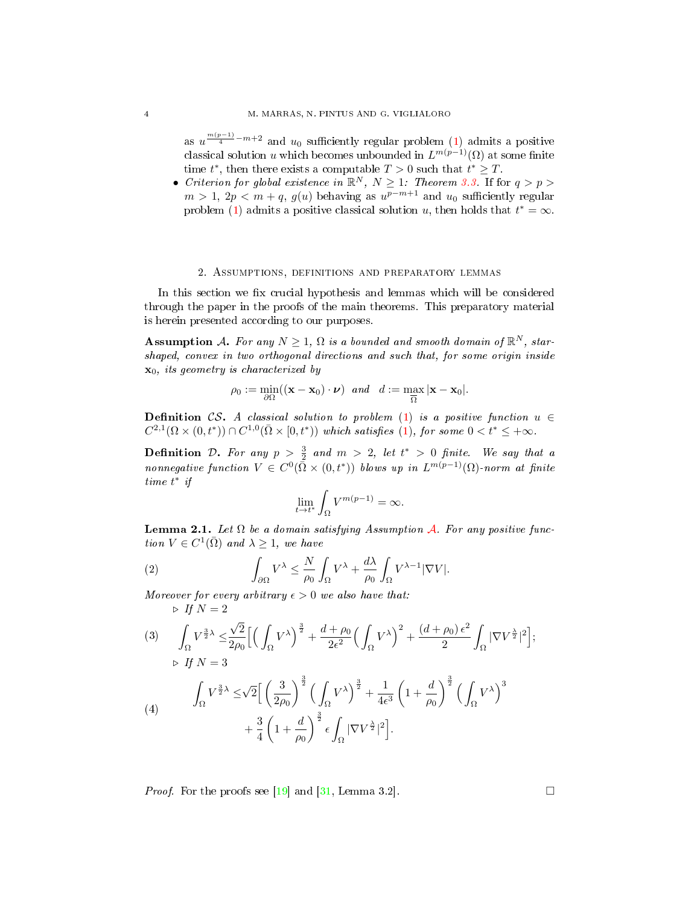as $u^{\frac{m(p-1)}{4}-m+2}$ and $u_0$ sufficiently regular problem (1) admits a positive classical solution $u$ which becomes unbounded in $L^{m(p-1)}(\Omega)$ at some finite time $t^*$, then there exists a computable $T>0$ such that $t^* \geq T$.

- *Criterion for global existence in $\mathbb{R}^N$, $N \geq 1$: Theorem 3.3.* If for $q > p > m > 1$, $2p < m+q$, $g(u)$ behaving as $u^{p-m+1}$ and $u_0$ sufficiently regular problem (1) admits a positive classical solution $u$, then holds that $t^* = \infty$.

## 2. Assumptions, definitions and preparatory lemmas

In this section we fix crucial hypothesis and lemmas which will be considered through the paper in the proofs of the main theorems. This preparatory material is herein presented according to our purposes.

**Assumption $\mathcal{A}$.** *For any $N \geq 1$, $\Omega$ is a bounded and smooth domain of $\mathbb{R}^N$, star-shaped, convex in two orthogonal directions and such that, for some origin inside $\mathbf{x}_0$, its geometry is characterized by*

$$\rho_0 := \min_{\partial\Omega}((\mathbf{x}-\mathbf{x}_0)\cdot\boldsymbol{\nu}) \quad \text{and} \quad d := \max_{\bar{\Omega}} |\mathbf{x}-\mathbf{x}_0|.$$

**Definition $\mathcal{CS}$.** *A classical solution to problem (1) is a positive function $u \in C^{2,1}(\Omega \times (0,t^*)) \cap C^{1,0}(\bar{\Omega} \times [0,t^*))$ which satisfies (1), for some $0 < t^* \leq +\infty$.*

**Definition $\mathcal{D}$.** *For any $p > \frac{3}{2}$ and $m > 2$, let $t^* > 0$ finite. We say that a nonnegative function $V \in C^0(\bar{\Omega} \times (0,t^*))$ blows up in $L^{m(p-1)}(\Omega)$-norm at finite time $t^*$ if*

$$\lim_{t \to t^*} \int_\Omega V^{m(p-1)} = \infty.$$

**Lemma 2.1.** *Let $\Omega$ be a domain satisfying Assumption $\mathcal{A}$. For any positive function $V \in C^1(\bar{\Omega})$ and $\lambda \geq 1$, we have*

$$\int_{\partial\Omega} V^\lambda \leq \frac{N}{\rho_0}\int_\Omega V^\lambda + \frac{d\lambda}{\rho_0}\int_\Omega V^{\lambda-1}|\nabla V|. \tag{2}$$

*Moreover for every arbitrary $\epsilon > 0$ we also have that:*

▷ *If $N = 2$*

$$\int_\Omega V^{\frac{3}{2}\lambda} \leq \frac{\sqrt{2}}{2\rho_0}\Big[\Big(\int_\Omega V^\lambda\Big)^{\frac{3}{2}} + \frac{d+\rho_0}{2\epsilon^2}\Big(\int_\Omega V^\lambda\Big)^2 + \frac{(d+\rho_0)\,\epsilon^2}{2}\int_\Omega |\nabla V^{\frac{\lambda}{2}}|^2\Big]; \tag{3}$$

▷ *If $N = 3$*

$$\begin{aligned}\int_\Omega V^{\frac{3}{2}\lambda} \leq & \sqrt{2}\Big[\left(\frac{3}{2\rho_0}\right)^{\frac{3}{2}}\Big(\int_\Omega V^\lambda\Big)^{\frac{3}{2}} + \frac{1}{4\epsilon^3}\left(1+\frac{d}{\rho_0}\right)^{\frac{3}{2}}\Big(\int_\Omega V^\lambda\Big)^3 \\ & + \frac{3}{4}\left(1+\frac{d}{\rho_0}\right)^{\frac{3}{2}}\epsilon\int_\Omega |\nabla V^{\frac{\lambda}{2}}|^2\Big].\end{aligned} \tag{4}$$

*Proof.* For the proofs see [19] and [31, Lemma 3.2]. □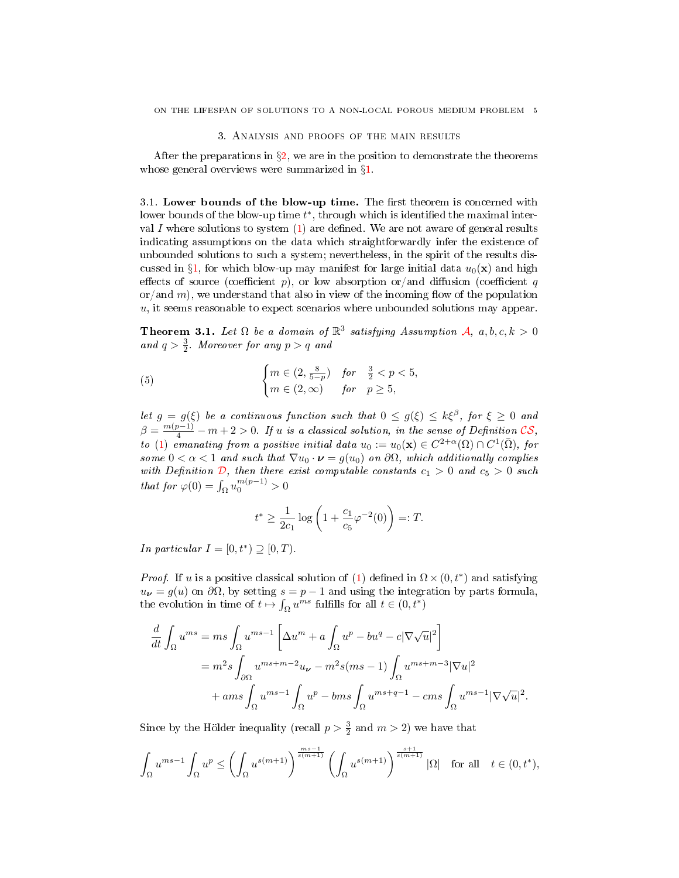## 3. Analysis and proofs of the main results

After the preparations in §2, we are in the position to demonstrate the theorems whose general overviews were summarized in §1.

### 3.1. Lower bounds of the blow-up time.

**3.1. Lower bounds of the blow-up time.** The first theorem is concerned with lower bounds of the blow-up time $t^*$, through which is identified the maximal interval $I$ where solutions to system (1) are defined. We are not aware of general results indicating assumptions on the data which straightforwardly infer the existence of unbounded solutions to such a system; nevertheless, in the spirit of the results discussed in §1, for which blow-up may manifest for large initial data $u_0(\mathbf{x})$ and high effects of source (coefficient $p$), or low absorption or/and diffusion (coefficient $q$ or/and $m$), we understand that also in view of the incoming flow of the population $u$, it seems reasonable to expect scenarios where unbounded solutions may appear.

**Theorem 3.1.** *Let $\Omega$ be a domain of $\mathbb{R}^3$ satisfying Assumption $\mathcal{A}$, $a, b, c, k > 0$ and $q > \frac{3}{2}$. Moreover for any $p > q$ and*

$$
\begin{cases}
m \in (2, \frac{8}{5-p}) & \text{for} \quad \frac{3}{2} < p < 5, \\
m \in (2, \infty) & \text{for} \quad p \geq 5,
\end{cases}
\tag{5}
$$

*let $g = g(\xi)$ be a continuous function such that $0 \leq g(\xi) \leq k\xi^\beta$, for $\xi \geq 0$ and $\beta = \frac{m(p-1)}{4} - m + 2 > 0$. If $u$ is a classical solution, in the sense of Definition $\mathcal{CS}$, to (1) emanating from a positive initial data $u_0 := u_0(\mathbf{x}) \in C^{2+\alpha}(\Omega) \cap C^1(\bar{\Omega})$, for some $0 < \alpha < 1$ and such that $\nabla u_0 \cdot \boldsymbol{\nu} = g(u_0)$ on $\partial\Omega$, which additionally complies with Definition $\mathcal{D}$, then there exist computable constants $c_1 > 0$ and $c_5 > 0$ such that for $\varphi(0) = \int_\Omega u_0^{m(p-1)} > 0$*

$$
t^* \geq \frac{1}{2c_1} \log\left(1 + \frac{c_1}{c_5}\varphi^{-2}(0)\right) =: T.
$$

*In particular $I = [0, t^*) \supseteq [0, T)$.*

*Proof.* If $u$ is a positive classical solution of (1) defined in $\Omega \times (0, t^*)$ and satisfying $u_{\boldsymbol{\nu}} = g(u)$ on $\partial\Omega$, by setting $s = p - 1$ and using the integration by parts formula, the evolution in time of $t \mapsto \int_\Omega u^{ms}$ fulfills for all $t \in (0, t^*)$

$$
\begin{aligned}
\frac{d}{dt}\int_\Omega u^{ms} &= ms\int_\Omega u^{ms-1}\left[\Delta u^m + a\int_\Omega u^p - bu^q - c|\nabla\sqrt{u}|^2\right] \\
&= m^2 s\int_{\partial\Omega} u^{ms+m-2}u_{\boldsymbol{\nu}} - m^2 s(ms-1)\int_\Omega u^{ms+m-3}|\nabla u|^2 \\
&\quad + ams\int_\Omega u^{ms-1}\int_\Omega u^p - bms\int_\Omega u^{ms+q-1} - cms\int_\Omega u^{ms-1}|\nabla\sqrt{u}|^2.
\end{aligned}
$$

Since by the Hölder inequality (recall $p > \frac{3}{2}$ and $m > 2$) we have that

$$
\int_\Omega u^{ms-1}\int_\Omega u^p \leq \left(\int_\Omega u^{s(m+1)}\right)^{\frac{ms-1}{s(m+1)}}\left(\int_\Omega u^{s(m+1)}\right)^{\frac{s+1}{s(m+1)}}|\Omega| \quad \text{for all} \quad t \in (0, t^*),
$$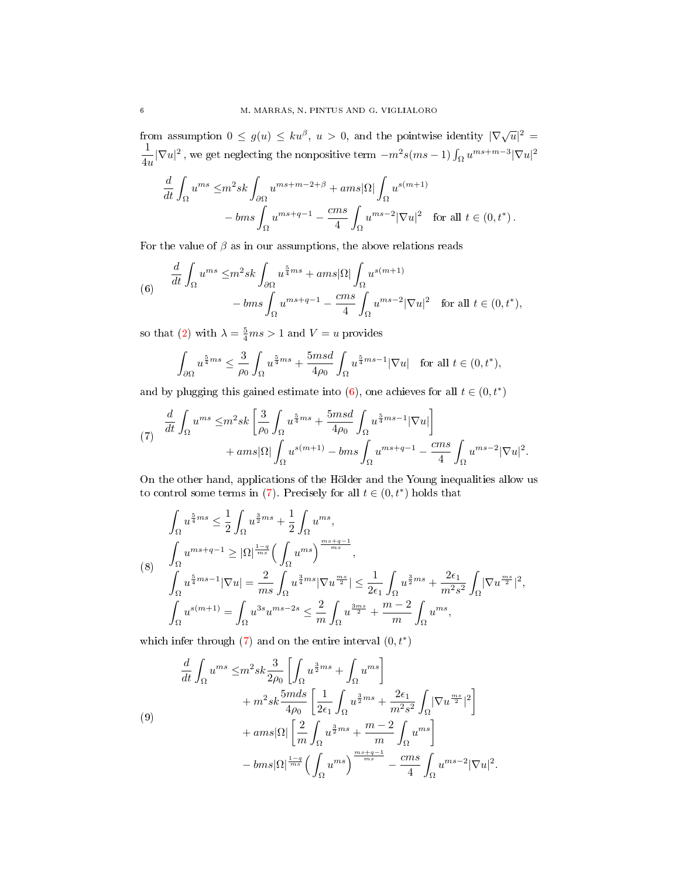from assumption $0 \leq g(u) \leq ku^{\beta}$, $u > 0$, and the pointwise identity $|\nabla\sqrt{u}|^2 = \frac{1}{4u}|\nabla u|^2$, we get neglecting the nonpositive term $-m^2 s(ms-1)\int_\Omega u^{ms+m-3}|\nabla u|^2$

$$
\begin{aligned}
\frac{d}{dt}\int_\Omega u^{ms} \leq & m^2 sk \int_{\partial\Omega} u^{ms+m-2+\beta} + ams|\Omega| \int_\Omega u^{s(m+1)} \\
& - bms \int_\Omega u^{ms+q-1} - \frac{cms}{4}\int_\Omega u^{ms-2}|\nabla u|^2 \quad \text{for all } t \in (0, t^*)\,.
\end{aligned}
$$

For the value of $\beta$ as in our assumptions, the above relations reads

$$
\begin{aligned}
\frac{d}{dt}\int_\Omega u^{ms} \leq & m^2 sk \int_{\partial\Omega} u^{\frac{5}{4}ms} + ams|\Omega| \int_\Omega u^{s(m+1)} \\
& - bms \int_\Omega u^{ms+q-1} - \frac{cms}{4}\int_\Omega u^{ms-2}|\nabla u|^2 \quad \text{for all } t \in (0, t^*),
\end{aligned}
\tag{6}
$$

so that (2) with $\lambda = \frac{5}{4}ms > 1$ and $V = u$ provides

$$
\int_{\partial\Omega} u^{\frac{5}{4}ms} \leq \frac{3}{\rho_0}\int_\Omega u^{\frac{5}{4}ms} + \frac{5msd}{4\rho_0}\int_\Omega u^{\frac{5}{4}ms-1}|\nabla u| \quad \text{for all } t \in (0, t^*),
$$

and by plugging this gained estimate into (6), one achieves for all $t \in (0, t^*)$

$$
\begin{aligned}
\frac{d}{dt}\int_\Omega u^{ms} \leq & m^2 sk\left[\frac{3}{\rho_0}\int_\Omega u^{\frac{5}{4}ms} + \frac{5msd}{4\rho_0}\int_\Omega u^{\frac{5}{4}ms-1}|\nabla u|\right] \\
& + ams|\Omega|\int_\Omega u^{s(m+1)} - bms\int_\Omega u^{ms+q-1} - \frac{cms}{4}\int_\Omega u^{ms-2}|\nabla u|^2.
\end{aligned}
\tag{7}
$$

On the other hand, applications of the Hölder and the Young inequalities allow us to control some terms in (7). Precisely for all $t \in (0, t^*)$ holds that

$$
\begin{aligned}
& \int_\Omega u^{\frac{5}{4}ms} \leq \frac{1}{2}\int_\Omega u^{\frac{3}{2}ms} + \frac{1}{2}\int_\Omega u^{ms}, \\
& \int_\Omega u^{ms+q-1} \geq |\Omega|^{\frac{1-q}{ms}}\Big(\int_\Omega u^{ms}\Big)^{\frac{ms+q-1}{ms}}, \\
& \int_\Omega u^{\frac{5}{4}ms-1}|\nabla u| = \frac{2}{ms}\int_\Omega u^{\frac{3}{4}ms}|\nabla u^{\frac{ms}{2}}| \leq \frac{1}{2\epsilon_1}\int_\Omega u^{\frac{3}{2}ms} + \frac{2\epsilon_1}{m^2s^2}\int_\Omega |\nabla u^{\frac{ms}{2}}|^2, \\
& \int_\Omega u^{s(m+1)} = \int_\Omega u^{3s}u^{ms-2s} \leq \frac{2}{m}\int_\Omega u^{\frac{3ms}{2}} + \frac{m-2}{m}\int_\Omega u^{ms},
\end{aligned}
\tag{8}
$$

which infer through (7) and on the entire interval $(0, t^*)$

$$
\begin{aligned}
\frac{d}{dt}\int_\Omega u^{ms} \leq & m^2 sk\frac{3}{2\rho_0}\left[\int_\Omega u^{\frac{3}{2}ms} + \int_\Omega u^{ms}\right] \\
& + m^2 sk\frac{5mds}{4\rho_0}\left[\frac{1}{2\epsilon_1}\int_\Omega u^{\frac{3}{2}ms} + \frac{2\epsilon_1}{m^2s^2}\int_\Omega |\nabla u^{\frac{ms}{2}}|^2\right] \\
& + ams|\Omega|\left[\frac{2}{m}\int_\Omega u^{\frac{3}{2}ms} + \frac{m-2}{m}\int_\Omega u^{ms}\right] \\
& - bms|\Omega|^{\frac{1-q}{ms}}\Big(\int_\Omega u^{ms}\Big)^{\frac{ms+q-1}{ms}} - \frac{cms}{4}\int_\Omega u^{ms-2}|\nabla u|^2.
\end{aligned}
\tag{9}
$$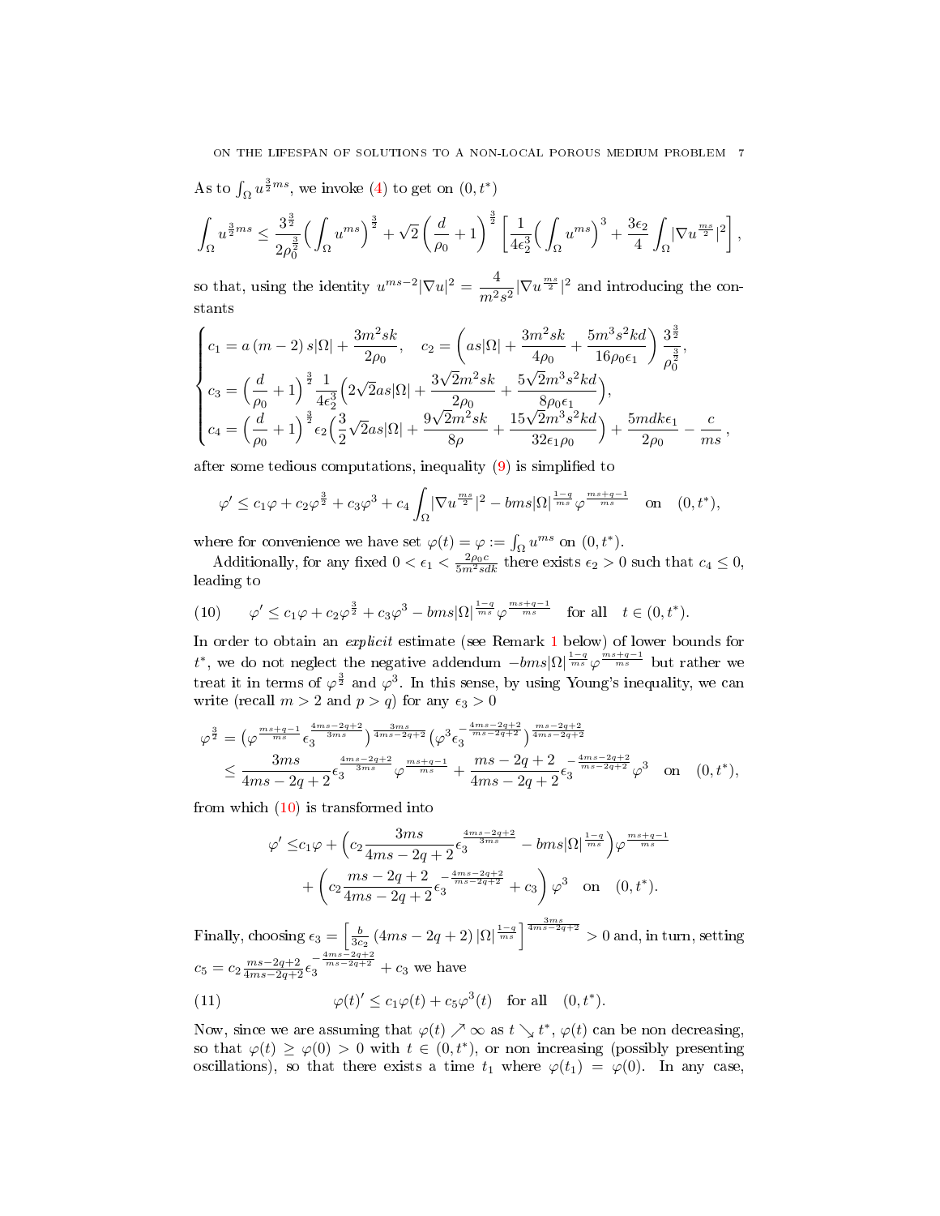As to $\int_\Omega u^{\frac{3}{2}ms}$, we invoke (4) to get on $(0,t^*)$

$$\int_\Omega u^{\frac{3}{2}ms} \leq \frac{3^{\frac{3}{2}}}{2\rho_0^{\frac{3}{2}}}\Big(\int_\Omega u^{ms}\Big)^{\frac{3}{2}} + \sqrt{2}\left(\frac{d}{\rho_0}+1\right)^{\frac{3}{2}}\left[\frac{1}{4\epsilon_2^3}\Big(\int_\Omega u^{ms}\Big)^3 + \frac{3\epsilon_2}{4}\int_\Omega |\nabla u^{\frac{ms}{2}}|^2\right],$$

so that, using the identity $u^{ms-2}|\nabla u|^2 = \dfrac{4}{m^2s^2}|\nabla u^{\frac{ms}{2}}|^2$ and introducing the constants

$$\begin{cases} c_1 = a\,(m-2)\,s|\Omega| + \dfrac{3m^2sk}{2\rho_0}, \quad c_2 = \left(as|\Omega| + \dfrac{3m^2sk}{4\rho_0} + \dfrac{5m^3s^2kd}{16\rho_0\epsilon_1}\right)\dfrac{3^{\frac{3}{2}}}{\rho_0^{\frac{3}{2}}},\\ c_3 = \Big(\dfrac{d}{\rho_0}+1\Big)^{\frac{3}{2}}\dfrac{1}{4\epsilon_2^3}\Big(2\sqrt{2}as|\Omega| + \dfrac{3\sqrt{2}m^2sk}{2\rho_0} + \dfrac{5\sqrt{2}m^3s^2kd}{8\rho_0\epsilon_1}\Big),\\ c_4 = \Big(\dfrac{d}{\rho_0}+1\Big)^{\frac{3}{2}}\epsilon_2\Big(\dfrac{3}{2}\sqrt{2}as|\Omega| + \dfrac{9\sqrt{2}m^2sk}{8\rho} + \dfrac{15\sqrt{2}m^3s^2kd}{32\epsilon_1\rho_0}\Big) + \dfrac{5mdk\epsilon_1}{2\rho_0} - \dfrac{c}{ms}\,, \end{cases}$$

after some tedious computations, inequality (9) is simplified to

$$\varphi' \leq c_1\varphi + c_2\varphi^{\frac{3}{2}} + c_3\varphi^3 + c_4\int_\Omega|\nabla u^{\frac{ms}{2}}|^2 - bms|\Omega|^{\frac{1-q}{ms}}\varphi^{\frac{ms+q-1}{ms}} \quad \text{on} \quad (0,t^*),$$

where for convenience we have set $\varphi(t) = \varphi := \int_\Omega u^{ms}$ on $(0,t^*)$.

Additionally, for any fixed $0<\epsilon_1<\frac{2\rho_0 c}{5m^2sdk}$ there exists $\epsilon_2>0$ such that $c_4\leq 0$, leading to

$$\varphi' \leq c_1\varphi + c_2\varphi^{\frac{3}{2}} + c_3\varphi^3 - bms|\Omega|^{\frac{1-q}{ms}}\varphi^{\frac{ms+q-1}{ms}} \quad \text{for all} \quad t\in(0,t^*). \tag{10}$$

In order to obtain an *explicit* estimate (see Remark 1 below) of lower bounds for $t^*$, we do not neglect the negative addendum $-bms|\Omega|^{\frac{1-q}{ms}}\varphi^{\frac{ms+q-1}{ms}}$ but rather we treat it in terms of $\varphi^{\frac{3}{2}}$ and $\varphi^3$. In this sense, by using Young's inequality, we can write (recall $m>2$ and $p>q$) for any $\epsilon_3>0$

$$\begin{aligned}\varphi^{\frac{3}{2}} &= \Big(\varphi^{\frac{ms+q-1}{ms}}\epsilon_3^{\frac{4ms-2q+2}{3ms}}\Big)^{\frac{3ms}{4ms-2q+2}}\Big(\varphi^3\epsilon_3^{-\frac{4ms-2q+2}{ms-2q+2}}\Big)^{\frac{ms-2q+2}{4ms-2q+2}}\\ &\leq \frac{3ms}{4ms-2q+2}\epsilon_3^{\frac{4ms-2q+2}{3ms}}\varphi^{\frac{ms+q-1}{ms}} + \frac{ms-2q+2}{4ms-2q+2}\epsilon_3^{-\frac{4ms-2q+2}{ms-2q+2}}\varphi^3 \quad \text{on} \quad (0,t^*),\end{aligned}$$

from which (10) is transformed into

$$\begin{aligned}\varphi' \leq& c_1\varphi + \Big(c_2\frac{3ms}{4ms-2q+2}\epsilon_3^{\frac{4ms-2q+2}{3ms}} - bms|\Omega|^{\frac{1-q}{ms}}\Big)\varphi^{\frac{ms+q-1}{ms}}\\ &+\left(c_2\frac{ms-2q+2}{4ms-2q+2}\epsilon_3^{-\frac{4ms-2q+2}{ms-2q+2}} + c_3\right)\varphi^3 \quad \text{on} \quad (0,t^*).\end{aligned}$$

Finally, choosing $\epsilon_3 = \left[\frac{b}{3c_2}\left(4ms-2q+2\right)|\Omega|^{\frac{1-q}{ms}}\right]^{\frac{3ms}{4ms-2q+2}} > 0$ and, in turn, setting $c_5 = c_2\frac{ms-2q+2}{4ms-2q+2}\epsilon_3^{-\frac{4ms-2q+2}{ms-2q+2}} + c_3$ we have

$$\varphi(t)' \leq c_1\varphi(t) + c_5\varphi^3(t) \quad \text{for all} \quad (0,t^*). \tag{11}$$

Now, since we are assuming that $\varphi(t)\nearrow\infty$ as $t\searrow t^*$, $\varphi(t)$ can be non decreasing, so that $\varphi(t)\geq\varphi(0)>0$ with $t\in(0,t^*)$, or non increasing (possibly presenting oscillations), so that there exists a time $t_1$ where $\varphi(t_1)=\varphi(0)$. In any case,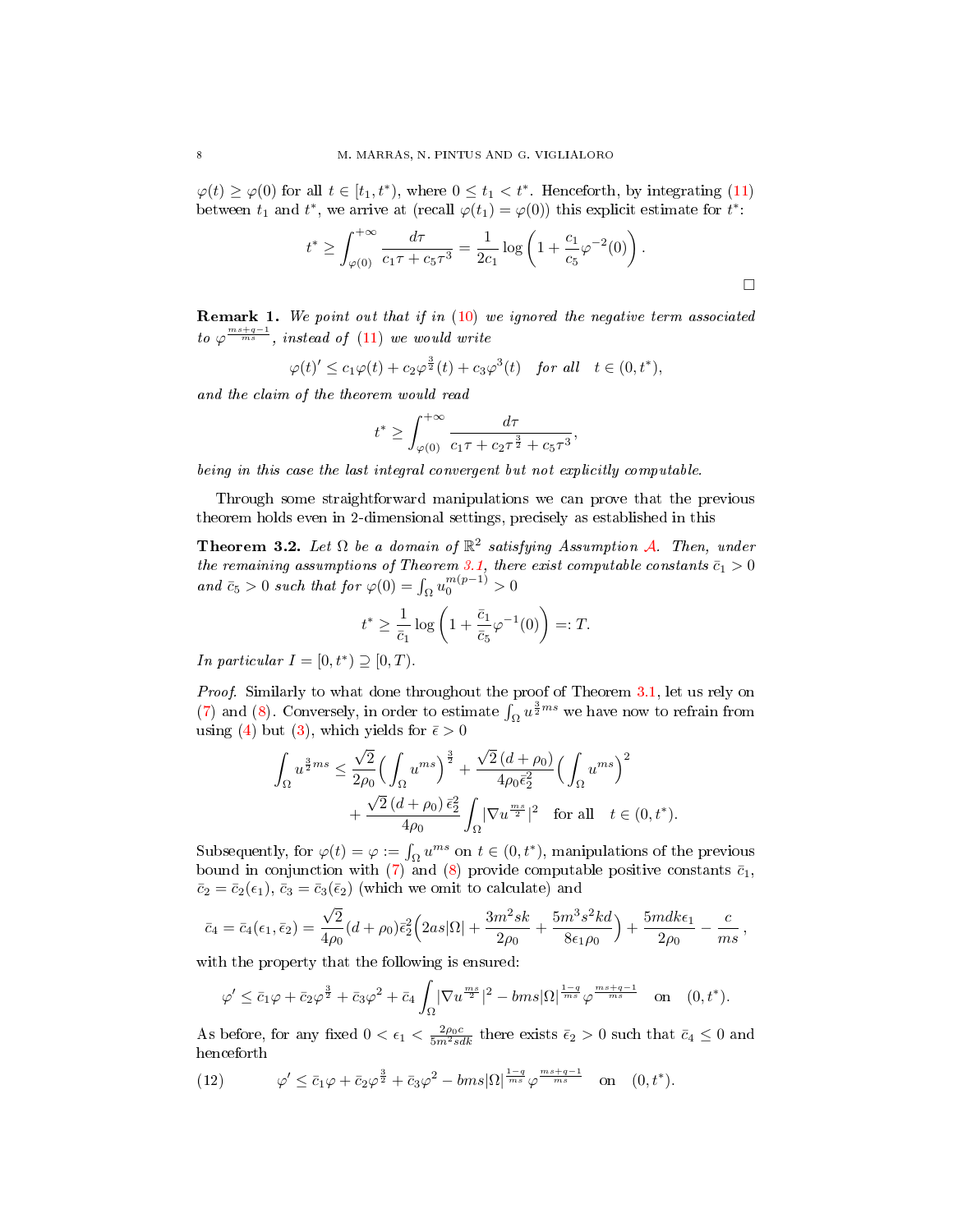$\varphi(t) \geq \varphi(0)$ for all $t \in [t_1, t^*)$, where $0 \leq t_1 < t^*$. Henceforth, by integrating (11) between $t_1$ and $t^*$, we arrive at (recall $\varphi(t_1) = \varphi(0)$) this explicit estimate for $t^*$:

$$t^* \geq \int_{\varphi(0)}^{+\infty} \frac{d\tau}{c_1\tau + c_5\tau^3} = \frac{1}{2c_1}\log\left(1 + \frac{c_1}{c_5}\varphi^{-2}(0)\right).$$

□

**Remark 1.** *We point out that if in (10) we ignored the negative term associated to $\varphi^{\frac{ms+q-1}{ms}}$, instead of (11) we would write*

$$\varphi(t)' \leq c_1\varphi(t) + c_2\varphi^{\frac{3}{2}}(t) + c_3\varphi^3(t) \quad \textit{for all} \quad t \in (0, t^*),$$

*and the claim of the theorem would read*

$$t^* \geq \int_{\varphi(0)}^{+\infty} \frac{d\tau}{c_1\tau + c_2\tau^{\frac{3}{2}} + c_5\tau^3},$$

*being in this case the last integral convergent but not explicitly computable.*

Through some straightforward manipulations we can prove that the previous theorem holds even in 2-dimensional settings, precisely as established in this

**Theorem 3.2.** *Let $\Omega$ be a domain of $\mathbb{R}^2$ satisfying Assumption $\mathcal{A}$. Then, under the remaining assumptions of Theorem 3.1, there exist computable constants $\bar{c}_1 > 0$ and $\bar{c}_5 > 0$ such that for $\varphi(0) = \int_\Omega u_0^{m(p-1)} > 0$*

$$t^* \geq \frac{1}{\bar{c}_1}\log\left(1 + \frac{\bar{c}_1}{\bar{c}_5}\varphi^{-1}(0)\right) =: T.$$

*In particular $I = [0, t^*) \supseteq [0, T)$.*

*Proof.* Similarly to what done throughout the proof of Theorem 3.1, let us rely on (7) and (8). Conversely, in order to estimate $\int_\Omega u^{\frac{3}{2}ms}$ we have now to refrain from using (4) but (3), which yields for $\bar{\epsilon} > 0$

$$\begin{aligned}\int_\Omega u^{\frac{3}{2}ms} \leq{}& \frac{\sqrt{2}}{2\rho_0}\Big(\int_\Omega u^{ms}\Big)^{\frac{3}{2}} + \frac{\sqrt{2}\,(d+\rho_0)}{4\rho_0\bar{\epsilon}_2^2}\Big(\int_\Omega u^{ms}\Big)^2 \\ &+ \frac{\sqrt{2}\,(d+\rho_0)\,\bar{\epsilon}_2^2}{4\rho_0}\int_\Omega |\nabla u^{\frac{ms}{2}}|^2 \quad \text{for all} \quad t \in (0, t^*).\end{aligned}$$

Subsequently, for $\varphi(t) = \varphi := \int_\Omega u^{ms}$ on $t \in (0, t^*)$, manipulations of the previous bound in conjunction with (7) and (8) provide computable positive constants $\bar{c}_1$, $\bar{c}_2 = \bar{c}_2(\epsilon_1)$, $\bar{c}_3 = \bar{c}_3(\bar{\epsilon}_2)$ (which we omit to calculate) and

$$\bar{c}_4 = \bar{c}_4(\epsilon_1, \bar{\epsilon}_2) = \frac{\sqrt{2}}{4\rho_0}(d+\rho_0)\bar{\epsilon}_2^2\Big(2as|\Omega| + \frac{3m^2sk}{2\rho_0} + \frac{5m^3s^2kd}{8\epsilon_1\rho_0}\Big) + \frac{5mdk\epsilon_1}{2\rho_0} - \frac{c}{ms},$$

with the property that the following is ensured:

$$\varphi' \leq \bar{c}_1\varphi + \bar{c}_2\varphi^{\frac{3}{2}} + \bar{c}_3\varphi^2 + \bar{c}_4\int_\Omega |\nabla u^{\frac{ms}{2}}|^2 - bms|\Omega|^{\frac{1-q}{ms}}\varphi^{\frac{ms+q-1}{ms}} \quad \text{on} \quad (0, t^*).$$

As before, for any fixed $0 < \epsilon_1 < \frac{2\rho_0 c}{5m^2sdk}$ there exists $\bar{\epsilon}_2 > 0$ such that $\bar{c}_4 \leq 0$ and henceforth

$$\varphi' \leq \bar{c}_1\varphi + \bar{c}_2\varphi^{\frac{3}{2}} + \bar{c}_3\varphi^2 - bms|\Omega|^{\frac{1-q}{ms}}\varphi^{\frac{ms+q-1}{ms}} \quad \text{on} \quad (0, t^*). \tag{12}$$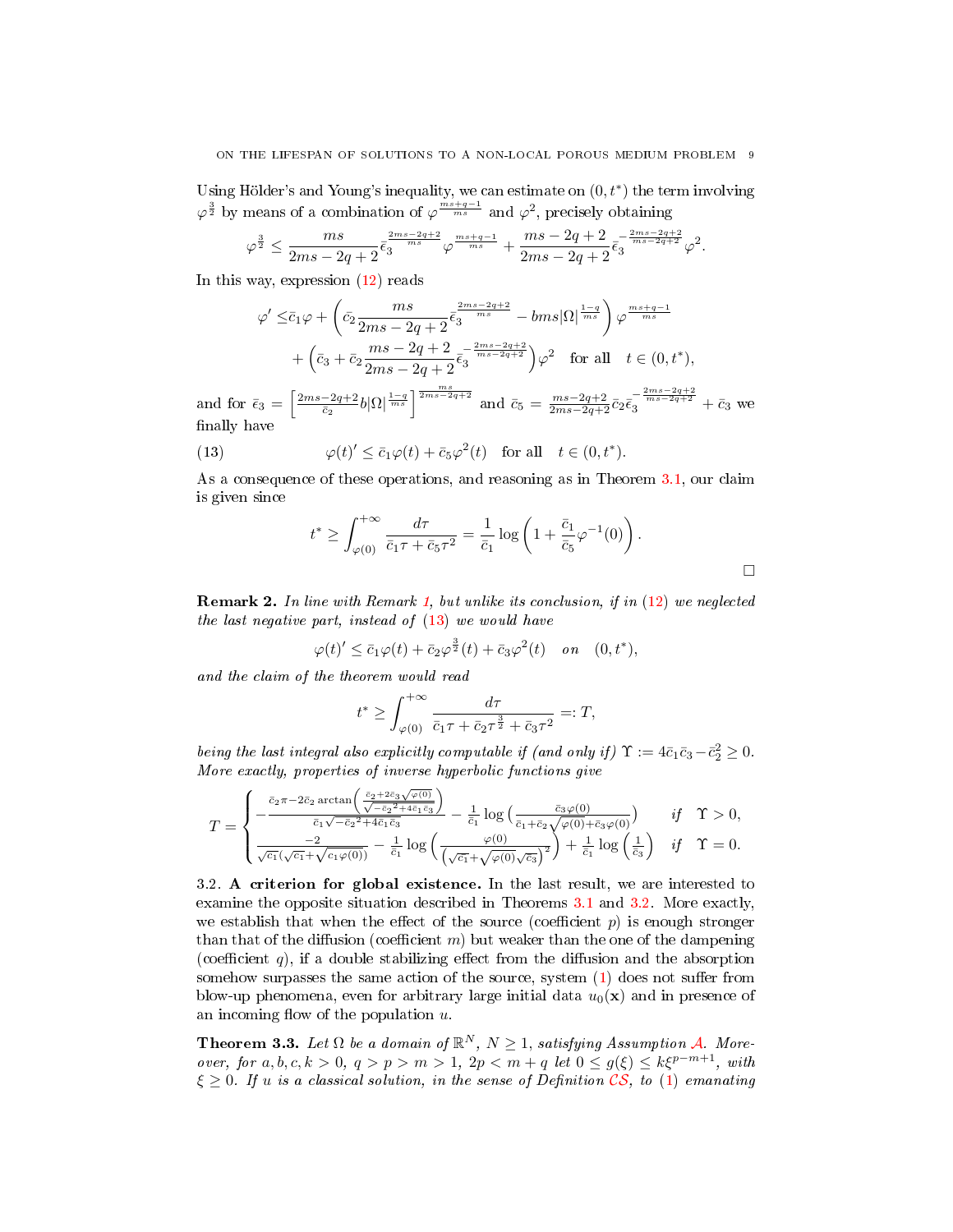Using Hölder's and Young's inequality, we can estimate on $(0,t^*)$ the term involving $\varphi^{\frac{3}{2}}$ by means of a combination of $\varphi^{\frac{ms+q-1}{ms}}$ and $\varphi^2$, precisely obtaining

$$\varphi^{\frac{3}{2}} \leq \frac{ms}{2ms-2q+2}\bar{\epsilon}_3^{\frac{2ms-2q+2}{ms}}\varphi^{\frac{ms+q-1}{ms}} + \frac{ms-2q+2}{2ms-2q+2}\bar{\epsilon}_3^{-\frac{2ms-2q+2}{ms-2q+2}}\varphi^2.$$

In this way, expression (12) reads

$$\begin{aligned}\varphi' \leq & \bar{c}_1\varphi + \left(\bar{c}_2\frac{ms}{2ms-2q+2}\bar{\epsilon}_3^{\frac{2ms-2q+2}{ms}} - bms|\Omega|^{\frac{1-q}{ms}}\right)\varphi^{\frac{ms+q-1}{ms}} \\ & + \left(\bar{c}_3 + \bar{c}_2\frac{ms-2q+2}{2ms-2q+2}\bar{\epsilon}_3^{-\frac{2ms-2q+2}{ms-2q+2}}\right)\varphi^2 \quad \text{for all} \quad t\in(0,t^*),\end{aligned}$$

and for $\bar{\epsilon}_3 = \left[\frac{2ms-2q+2}{\bar{c}_2}b|\Omega|^{\frac{1-q}{ms}}\right]^{\frac{ms}{2ms-2q+2}}$ and $\bar{c}_5 = \frac{ms-2q+2}{2ms-2q+2}\bar{c}_2\bar{\epsilon}_3^{-\frac{2ms-2q+2}{ms-2q+2}} + \bar{c}_3$ we finally have

$$\varphi(t)' \leq \bar{c}_1\varphi(t) + \bar{c}_5\varphi^2(t) \quad \text{for all} \quad t\in(0,t^*). \tag{13}$$

As a consequence of these operations, and reasoning as in Theorem 3.1, our claim is given since

$$t^* \geq \int_{\varphi(0)}^{+\infty}\frac{d\tau}{\bar{c}_1\tau + \bar{c}_5\tau^2} = \frac{1}{\bar{c}_1}\log\left(1 + \frac{\bar{c}_1}{\bar{c}_5}\varphi^{-1}(0)\right).$$

□

**Remark 2.** *In line with Remark 1, but unlike its conclusion, if in (12) we neglected the last negative part, instead of (13) we would have*

$$\varphi(t)' \leq \bar{c}_1\varphi(t) + \bar{c}_2\varphi^{\frac{3}{2}}(t) + \bar{c}_3\varphi^2(t) \quad on \quad (0,t^*),$$

*and the claim of the theorem would read*

$$t^* \geq \int_{\varphi(0)}^{+\infty}\frac{d\tau}{\bar{c}_1\tau + \bar{c}_2\tau^{\frac{3}{2}} + \bar{c}_3\tau^2} =: T,$$

*being the last integral also explicitly computable if (and only if) $\Upsilon := 4\bar{c}_1\bar{c}_3 - \bar{c}_2^2 \geq 0$. More exactly, properties of inverse hyperbolic functions give*

$$T = \begin{cases} -\frac{\bar{c}_2\pi - 2\bar{c}_2\arctan\left(\frac{\bar{c}_2 + 2\bar{c}_3\sqrt{\varphi(0)}}{\sqrt{-\bar{c}_2^2 + 4\bar{c}_1\bar{c}_3}}\right)}{\bar{c}_1\sqrt{-\bar{c}_2^2 + 4\bar{c}_1\bar{c}_3}} - \frac{1}{\bar{c}_1}\log\left(\frac{\bar{c}_3\varphi(0)}{\bar{c}_1 + \bar{c}_2\sqrt{\varphi(0)} + \bar{c}_3\varphi(0)}\right) & if \quad \Upsilon > 0, \\ \frac{-2}{\sqrt{\bar{c}_1}(\sqrt{\bar{c}_1} + \sqrt{c_1\varphi(0)})} - \frac{1}{\bar{c}_1}\log\left(\frac{\varphi(0)}{\left(\sqrt{\bar{c}_1} + \sqrt{\varphi(0)}\sqrt{\bar{c}_3}\right)^2}\right) + \frac{1}{\bar{c}_1}\log\left(\frac{1}{\bar{c}_3}\right) & if \quad \Upsilon = 0. \end{cases}$$

### 3.2. A criterion for global existence.

In the last result, we are interested to examine the opposite situation described in Theorems 3.1 and 3.2. More exactly, we establish that when the effect of the source (coefficient $p$) is enough stronger than that of the diffusion (coefficient $m$) but weaker than the one of the dampening (coefficient $q$), if a double stabilizing effect from the diffusion and the absorption somehow surpasses the same action of the source, system (1) does not suffer from blow-up phenomena, even for arbitrary large initial data $u_0(\mathbf{x})$ and in presence of an incoming flow of the population $u$.

**Theorem 3.3.** *Let $\Omega$ be a domain of $\mathbb{R}^N$, $N \geq 1$, satisfying Assumption $\mathcal{A}$. Moreover, for $a,b,c,k > 0$, $q > p > m > 1$, $2p < m+q$ let $0 \leq g(\xi) \leq k\xi^{p-m+1}$, with $\xi \geq 0$. If $u$ is a classical solution, in the sense of Definition $\mathcal{CS}$, to (1) emanating*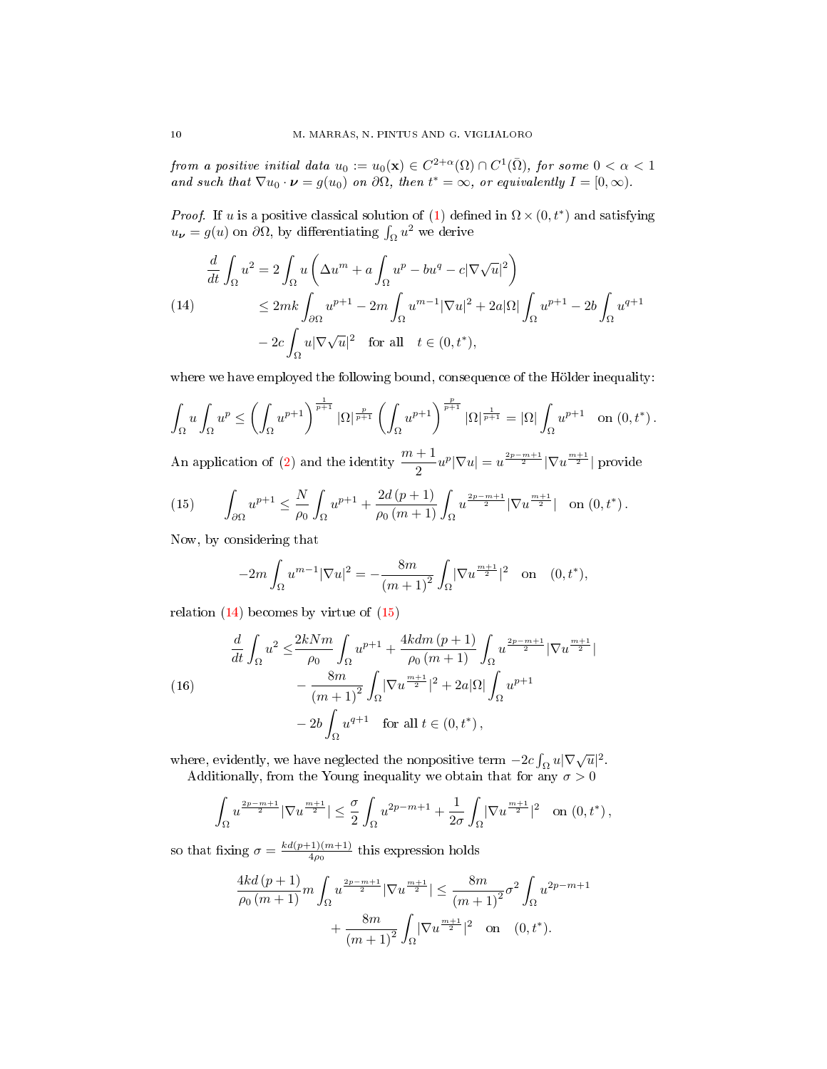*from a positive initial data $u_0 := u_0(\mathbf{x}) \in C^{2+\alpha}(\Omega) \cap C^1(\bar{\Omega})$, for some $0 < \alpha < 1$ and such that $\nabla u_0 \cdot \boldsymbol{\nu} = g(u_0)$ on $\partial\Omega$, then $t^* = \infty$, or equivalently $I = [0, \infty)$.*

*Proof.* If $u$ is a positive classical solution of (1) defined in $\Omega \times (0, t^*)$ and satisfying $u_{\boldsymbol{\nu}} = g(u)$ on $\partial\Omega$, by differentiating $\int_\Omega u^2$ we derive

$$
\begin{aligned}
\frac{d}{dt}\int_\Omega u^2 &= 2\int_\Omega u\left(\Delta u^m + a\int_\Omega u^p - bu^q - c|\nabla\sqrt{u}|^2\right) \\
&\leq 2mk\int_{\partial\Omega} u^{p+1} - 2m\int_\Omega u^{m-1}|\nabla u|^2 + 2a|\Omega|\int_\Omega u^{p+1} - 2b\int_\Omega u^{q+1} \\
&\quad - 2c\int_\Omega u|\nabla\sqrt{u}|^2 \quad \text{for all} \quad t \in (0, t^*),
\end{aligned} \tag{14}
$$

where we have employed the following bound, consequence of the Hölder inequality:

$$
\int_\Omega u \int_\Omega u^p \leq \left(\int_\Omega u^{p+1}\right)^{\frac{1}{p+1}} |\Omega|^{\frac{p}{p+1}} \left(\int_\Omega u^{p+1}\right)^{\frac{p}{p+1}} |\Omega|^{\frac{1}{p+1}} = |\Omega|\int_\Omega u^{p+1} \quad \text{on } (0, t^*)\,.
$$

An application of (2) and the identity $\dfrac{m+1}{2}u^p|\nabla u| = u^{\frac{2p-m+1}{2}}|\nabla u^{\frac{m+1}{2}}|$ provide

$$
\int_{\partial\Omega} u^{p+1} \leq \frac{N}{\rho_0}\int_\Omega u^{p+1} + \frac{2d\,(p+1)}{\rho_0\,(m+1)}\int_\Omega u^{\frac{2p-m+1}{2}}|\nabla u^{\frac{m+1}{2}}| \quad \text{on } (0, t^*)\,. \tag{15}
$$

Now, by considering that

$$
-2m\int_\Omega u^{m-1}|\nabla u|^2 = -\frac{8m}{(m+1)^2}\int_\Omega |\nabla u^{\frac{m+1}{2}}|^2 \quad \text{on} \quad (0, t^*),
$$

relation (14) becomes by virtue of (15)

$$
\begin{aligned}
\frac{d}{dt}\int_\Omega u^2 \leq& \frac{2kNm}{\rho_0}\int_\Omega u^{p+1} + \frac{4kdm\,(p+1)}{\rho_0\,(m+1)}\int_\Omega u^{\frac{2p-m+1}{2}}|\nabla u^{\frac{m+1}{2}}| \\
&- \frac{8m}{(m+1)^2}\int_\Omega |\nabla u^{\frac{m+1}{2}}|^2 + 2a|\Omega|\int_\Omega u^{p+1} \\
&- 2b\int_\Omega u^{q+1} \quad \text{for all } t \in (0, t^*)\,,
\end{aligned} \tag{16}
$$

where, evidently, we have neglected the nonpositive term $-2c\int_\Omega u|\nabla\sqrt{u}|^2$.

Additionally, from the Young inequality we obtain that for any $\sigma > 0$

$$
\int_\Omega u^{\frac{2p-m+1}{2}}|\nabla u^{\frac{m+1}{2}}| \leq \frac{\sigma}{2}\int_\Omega u^{2p-m+1} + \frac{1}{2\sigma}\int_\Omega |\nabla u^{\frac{m+1}{2}}|^2 \quad \text{on } (0, t^*)\,,
$$

so that fixing $\sigma = \frac{kd(p+1)(m+1)}{4\rho_0}$ this expression holds

$$
\begin{aligned}
\frac{4kd\,(p+1)}{\rho_0\,(m+1)}m\int_\Omega u^{\frac{2p-m+1}{2}}|\nabla u^{\frac{m+1}{2}}| \leq& \frac{8m}{(m+1)^2}\sigma^2\int_\Omega u^{2p-m+1} \\
&+ \frac{8m}{(m+1)^2}\int_\Omega |\nabla u^{\frac{m+1}{2}}|^2 \quad \text{on} \quad (0, t^*).
\end{aligned}
$$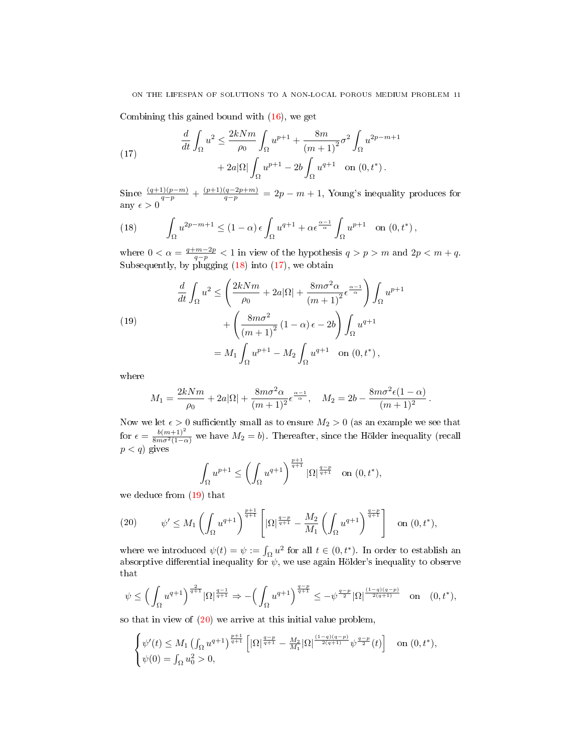Combining this gained bound with (16), we get

$$
\frac{d}{dt}\int_\Omega u^2 \leq \frac{2kNm}{\rho_0}\int_\Omega u^{p+1} + \frac{8m}{(m+1)^2}\sigma^2\int_\Omega u^{2p-m+1} + 2a|\Omega|\int_\Omega u^{p+1} - 2b\int_\Omega u^{q+1} \quad \text{on } (0,t^*)\,. \tag{17}
$$

Since $\frac{(q+1)(p-m)}{q-p} + \frac{(p+1)(q-2p+m)}{q-p} = 2p-m+1$, Young's inequality produces for any $\epsilon > 0$

$$
\int_\Omega u^{2p-m+1} \leq (1-\alpha)\,\epsilon\int_\Omega u^{q+1} + \alpha\epsilon^{\frac{\alpha-1}{\alpha}}\int_\Omega u^{p+1} \quad \text{on } (0,t^*)\,, \tag{18}
$$

where $0 < \alpha = \frac{q+m-2p}{q-p} < 1$ in view of the hypothesis $q > p > m$ and $2p < m+q$. Subsequently, by plugging (18) into (17), we obtain

$$
\begin{aligned}
\frac{d}{dt}\int_\Omega u^2 &\leq \left(\frac{2kNm}{\rho_0} + 2a|\Omega| + \frac{8m\sigma^2\alpha}{(m+1)^2}\epsilon^{\frac{\alpha-1}{\alpha}}\right)\int_\Omega u^{p+1} \\
&\quad + \left(\frac{8m\sigma^2}{(m+1)^2}(1-\alpha)\,\epsilon - 2b\right)\int_\Omega u^{q+1} \\
&= M_1\int_\Omega u^{p+1} - M_2\int_\Omega u^{q+1} \quad \text{on } (0,t^*)\,,
\end{aligned} \tag{19}
$$

where

$$
M_1 = \frac{2kNm}{\rho_0} + 2a|\Omega| + \frac{8m\sigma^2\alpha}{(m+1)^2}\epsilon^{\frac{\alpha-1}{\alpha}}, \quad M_2 = 2b - \frac{8m\sigma^2\epsilon(1-\alpha)}{(m+1)^2}\,.
$$

Now we let $\epsilon > 0$ sufficiently small as to ensure $M_2 > 0$ (as an example we see that for $\epsilon = \frac{b(m+1)^2}{8m\sigma^2(1-\alpha)}$ we have $M_2 = b$). Thereafter, since the Hölder inequality (recall $p < q$) gives

$$
\int_\Omega u^{p+1} \leq \left(\int_\Omega u^{q+1}\right)^{\frac{p+1}{q+1}}|\Omega|^{\frac{q-p}{q+1}} \quad \text{on } (0,t^*),
$$

we deduce from (19) that

$$
\psi' \leq M_1\left(\int_\Omega u^{q+1}\right)^{\frac{p+1}{q+1}}\left[|\Omega|^{\frac{q-p}{q+1}} - \frac{M_2}{M_1}\left(\int_\Omega u^{q+1}\right)^{\frac{q-p}{q+1}}\right] \quad \text{on } (0,t^*), \tag{20}
$$

where we introduced $\psi(t) = \psi := \int_\Omega u^2$ for all $t \in (0,t^*)$. In order to establish an absorptive differential inequality for $\psi$, we use again Hölder's inequality to observe that

$$
\psi \leq \Big(\int_\Omega u^{q+1}\Big)^{\frac{2}{q+1}}|\Omega|^{\frac{q-1}{q+1}} \Rightarrow -\Big(\int_\Omega u^{q+1}\Big)^{\frac{q-p}{q+1}} \leq -\psi^{\frac{q-p}{2}}|\Omega|^{\frac{(1-q)(q-p)}{2(q+1)}} \quad \text{on} \quad (0,t^*),
$$

so that in view of (20) we arrive at this initial value problem,

$$
\begin{cases}
\psi'(t) \leq M_1\left(\int_\Omega u^{q+1}\right)^{\frac{p+1}{q+1}}\left[|\Omega|^{\frac{q-p}{q+1}} - \frac{M_2}{M_1}|\Omega|^{\frac{(1-q)(q-p)}{2(q+1)}}\psi^{\frac{q-p}{2}}(t)\right] & \text{on } (0,t^*), \\
\psi(0) = \int_\Omega u_0^2 > 0,
\end{cases}
$$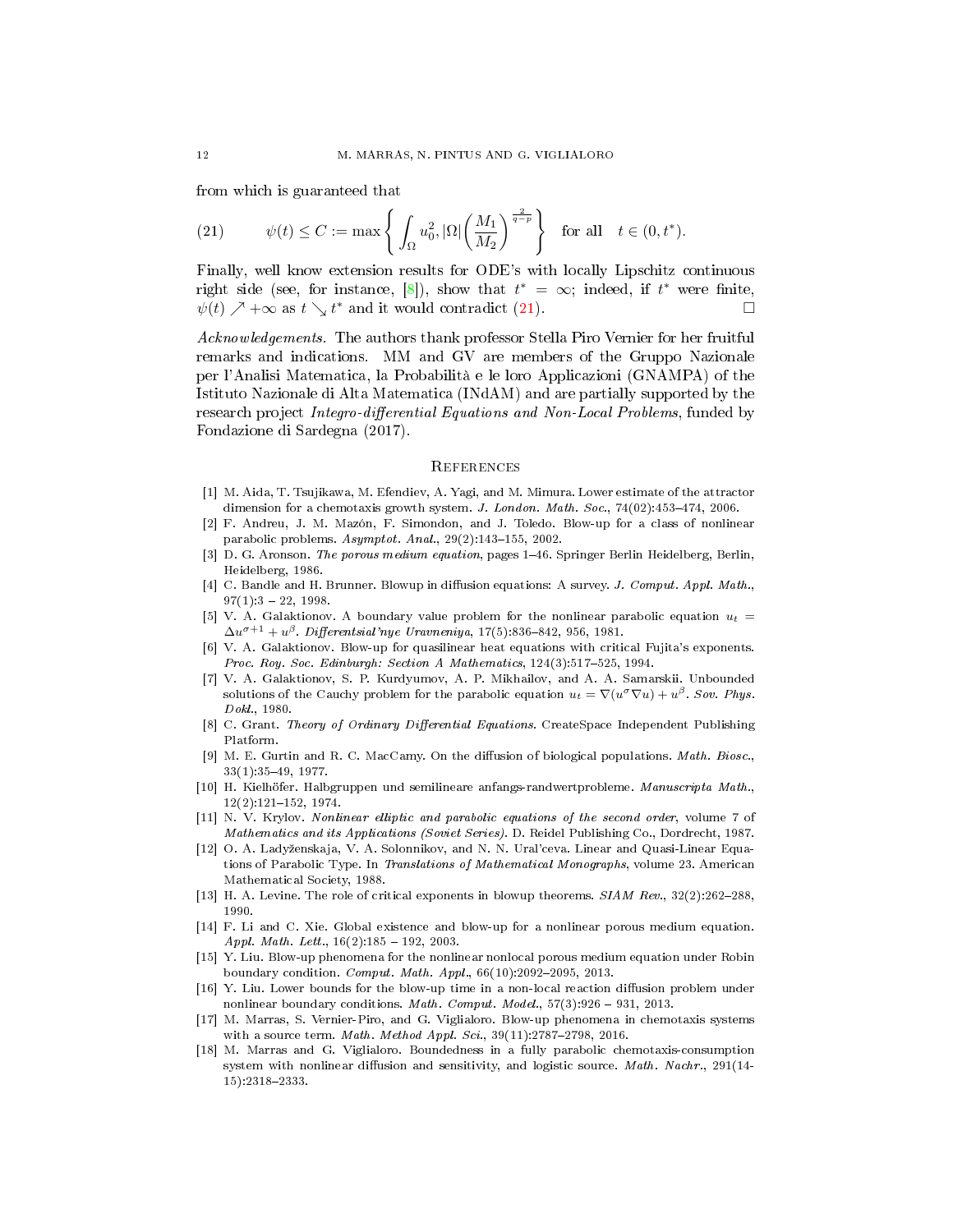from which is guaranteed that

$$\psi(t) \leq C := \max\left\{ \int_\Omega u_0^2, |\Omega| \left(\frac{M_1}{M_2}\right)^{\frac{2}{q-p}} \right\} \quad \text{for all} \quad t \in (0, t^*). \tag{21}$$

Finally, well know extension results for ODE's with locally Lipschitz continuous right side (see, for instance, [8]), show that $t^* = \infty$; indeed, if $t^*$ were finite, $\psi(t) \nearrow +\infty$ as $t \searrow t^*$ and it would contradict (21). □

*Acknowledgements.* The authors thank professor Stella Piro Vernier for her fruitful remarks and indications. MM and GV are members of the Gruppo Nazionale per l'Analisi Matematica, la Probabilità e le loro Applicazioni (GNAMPA) of the Istituto Nazionale di Alta Matematica (INdAM) and are partially supported by the research project *Integro-differential Equations and Non-Local Problems*, funded by Fondazione di Sardegna (2017).

## References

[1] M. Aida, T. Tsujikawa, M. Efendiev, A. Yagi, and M. Mimura. Lower estimate of the attractor dimension for a chemotaxis growth system. *J. London. Math. Soc.*, 74(02):453–474, 2006.

[2] F. Andreu, J. M. Mazón, F. Simondon, and J. Toledo. Blow-up for a class of nonlinear parabolic problems. *Asymptot. Anal.*, 29(2):143–155, 2002.

[3] D. G. Aronson. *The porous medium equation*, pages 1–46. Springer Berlin Heidelberg, Berlin, Heidelberg, 1986.

[4] C. Bandle and H. Brunner. Blowup in diffusion equations: A survey. *J. Comput. Appl. Math.*, 97(1):3 – 22, 1998.

[5] V. A. Galaktionov. A boundary value problem for the nonlinear parabolic equation $u_t = \Delta u^{\sigma+1} + u^\beta$. *Differentsial'nye Uravneniya*, 17(5):836–842, 956, 1981.

[6] V. A. Galaktionov. Blow-up for quasilinear heat equations with critical Fujita's exponents. *Proc. Roy. Soc. Edinburgh: Section A Mathematics*, 124(3):517–525, 1994.

[7] V. A. Galaktionov, S. P. Kurdyumov, A. P. Mikhailov, and A. A. Samarskii. Unbounded solutions of the Cauchy problem for the parabolic equation $u_t = \nabla(u^\sigma \nabla u) + u^\beta$. *Sov. Phys. Dokl.*, 1980.

[8] C. Grant. *Theory of Ordinary Differential Equations*. CreateSpace Independent Publishing Platform.

[9] M. E. Gurtin and R. C. MacCamy. On the diffusion of biological populations. *Math. Biosc.*, 33(1):35–49, 1977.

[10] H. Kielhöfer. Halbgruppen und semilineare anfangs-randwertprobleme. *Manuscripta Math.*, 12(2):121–152, 1974.

[11] N. V. Krylov. *Nonlinear elliptic and parabolic equations of the second order*, volume 7 of *Mathematics and its Applications (Soviet Series)*. D. Reidel Publishing Co., Dordrecht, 1987.

[12] O. A. Ladyženskaja, V. A. Solonnikov, and N. N. Ural'ceva. Linear and Quasi-Linear Equations of Parabolic Type. In *Translations of Mathematical Monographs*, volume 23. American Mathematical Society, 1988.

[13] H. A. Levine. The role of critical exponents in blowup theorems. *SIAM Rev.*, 32(2):262–288, 1990.

[14] F. Li and C. Xie. Global existence and blow-up for a nonlinear porous medium equation. *Appl. Math. Lett.*, 16(2):185 – 192, 2003.

[15] Y. Liu. Blow-up phenomena for the nonlinear nonlocal porous medium equation under Robin boundary condition. *Comput. Math. Appl.*, 66(10):2092–2095, 2013.

[16] Y. Liu. Lower bounds for the blow-up time in a non-local reaction diffusion problem under nonlinear boundary conditions. *Math. Comput. Model.*, 57(3):926 – 931, 2013.

[17] M. Marras, S. Vernier-Piro, and G. Viglialoro. Blow-up phenomena in chemotaxis systems with a source term. *Math. Method Appl. Sci.*, 39(11):2787–2798, 2016.

[18] M. Marras and G. Viglialoro. Boundedness in a fully parabolic chemotaxis-consumption system with nonlinear diffusion and sensitivity, and logistic source. *Math. Nachr.*, 291(14-15):2318–2333.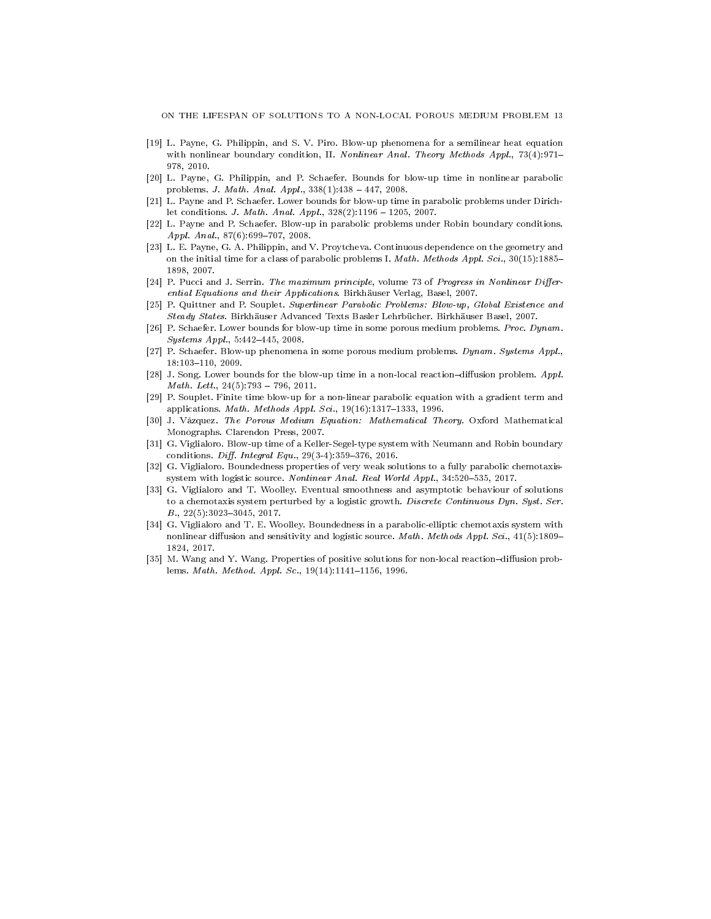[19] L. Payne, G. Philippin, and S. V. Piro. Blow-up phenomena for a semilinear heat equation with nonlinear boundary condition, II. *Nonlinear Anal. Theory Methods Appl.*, 73(4):971–978, 2010.

[20] L. Payne, G. Philippin, and P. Schaefer. Bounds for blow-up time in nonlinear parabolic problems. *J. Math. Anal. Appl.*, 338(1):438 – 447, 2008.

[21] L. Payne and P. Schaefer. Lower bounds for blow-up time in parabolic problems under Dirichlet conditions. *J. Math. Anal. Appl.*, 328(2):1196 – 1205, 2007.

[22] L. Payne and P. Schaefer. Blow-up in parabolic problems under Robin boundary conditions. *Appl. Anal.*, 87(6):699–707, 2008.

[23] L. E. Payne, G. A. Philippin, and V. Proytcheva. Continuous dependence on the geometry and on the initial time for a class of parabolic problems I. *Math. Methods Appl. Sci.*, 30(15):1885–1898, 2007.

[24] P. Pucci and J. Serrin. *The maximum principle*, volume 73 of *Progress in Nonlinear Differential Equations and their Applications*. Birkhäuser Verlag, Basel, 2007.

[25] P. Quittner and P. Souplet. *Superlinear Parabolic Problems: Blow-up, Global Existence and Steady States*. Birkhäuser Advanced Texts Basler Lehrbücher. Birkhäuser Basel, 2007.

[26] P. Schaefer. Lower bounds for blow-up time in some porous medium problems. *Proc. Dynam. Systems Appl.*, 5:442–445, 2008.

[27] P. Schaefer. Blow-up phenomena in some porous medium problems. *Dynam. Systems Appl.*, 18:103–110, 2009.

[28] J. Song. Lower bounds for the blow-up time in a non-local reaction–diffusion problem. *Appl. Math. Lett.*, 24(5):793 – 796, 2011.

[29] P. Souplet. Finite time blow-up for a non-linear parabolic equation with a gradient term and applications. *Math. Methods Appl. Sci.*, 19(16):1317–1333, 1996.

[30] J. Vázquez. *The Porous Medium Equation: Mathematical Theory*. Oxford Mathematical Monographs. Clarendon Press, 2007.

[31] G. Viglialoro. Blow-up time of a Keller-Segel-type system with Neumann and Robin boundary conditions. *Diff. Integral Equ.*, 29(3-4):359–376, 2016.

[32] G. Viglialoro. Boundedness properties of very weak solutions to a fully parabolic chemotaxis-system with logistic source. *Nonlinear Anal. Real World Appl.*, 34:520–535, 2017.

[33] G. Viglialoro and T. Woolley. Eventual smoothness and asymptotic behaviour of solutions to a chemotaxis system perturbed by a logistic growth. *Discrete Continuous Dyn. Syst. Ser. B.*, 22(5):3023–3045, 2017.

[34] G. Viglialoro and T. E. Woolley. Boundedness in a parabolic-elliptic chemotaxis system with nonlinear diffusion and sensitivity and logistic source. *Math. Methods Appl. Sci.*, 41(5):1809–1824, 2017.

[35] M. Wang and Y. Wang. Properties of positive solutions for non-local reaction–diffusion problems. *Math. Method. Appl. Sc.*, 19(14):1141–1156, 1996.